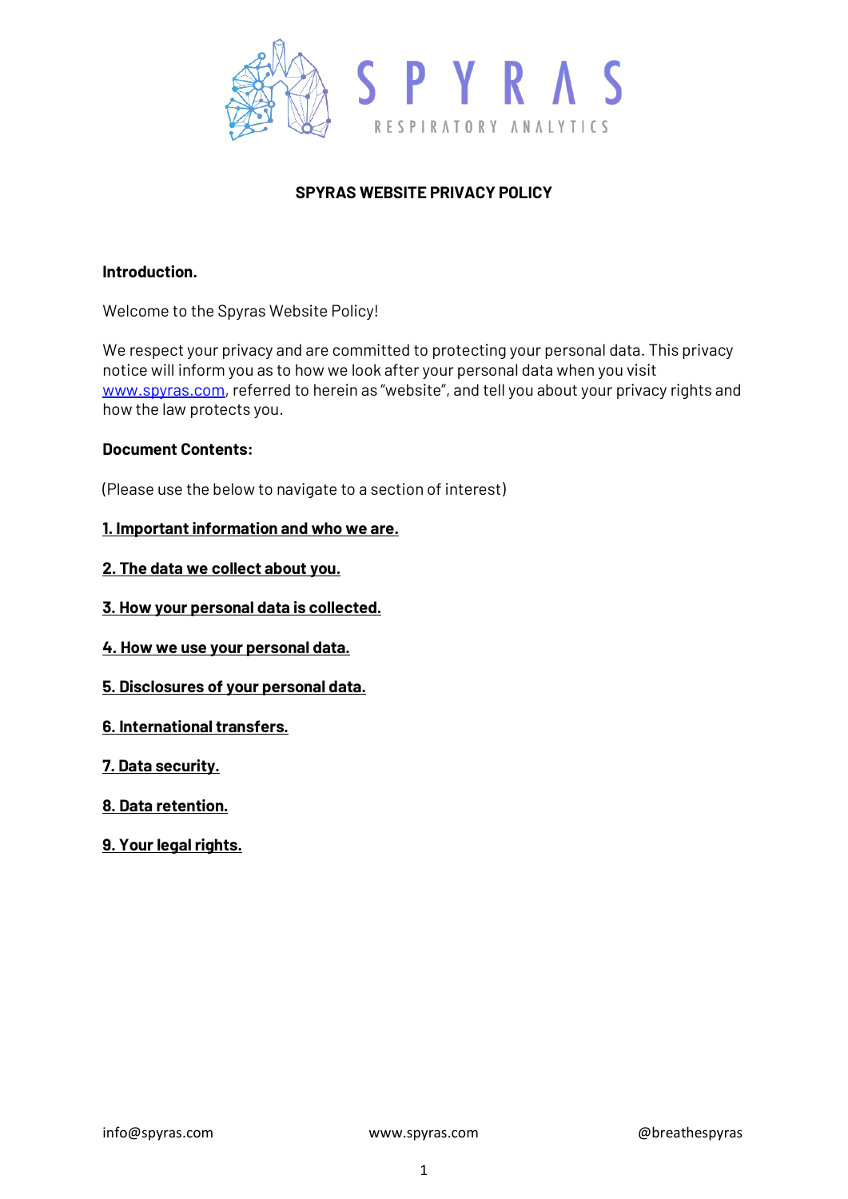# SPYRAS WEBSITE PRIVACY POLICY

**Introduction.**

Welcome to the Spyras Website Policy!

We respect your privacy and are committed to protecting your personal data. This privacy notice will inform you as to how we look after your personal data when you visit www.spyras.com, referred to herein as "website", and tell you about your privacy rights and how the law protects you.

**Document Contents:**

(Please use the below to navigate to a section of interest)

**1. Important information and who we are.**

**2. The data we collect about you.**

**3. How your personal data is collected.**

**4. How we use your personal data.**

**5. Disclosures of your personal data.**

**6. International transfers.**

**7. Data security.**

**8. Data retention.**

**9. Your legal rights.**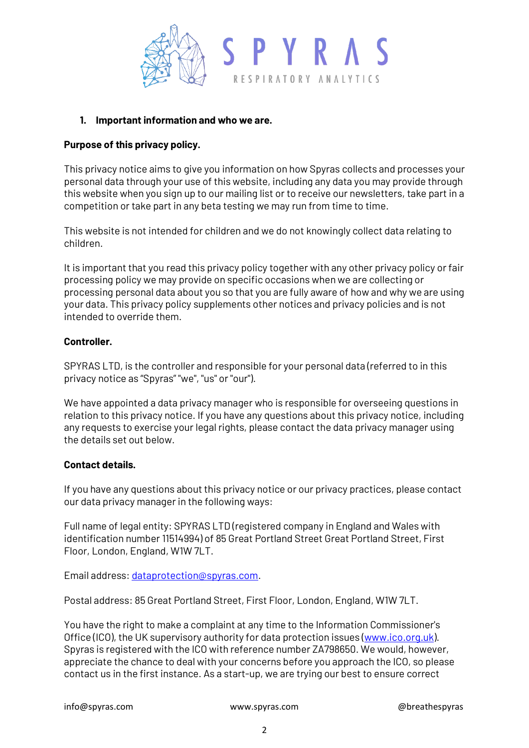1. **Important information and who we are.**

**Purpose of this privacy policy.**

This privacy notice aims to give you information on how Spyras collects and processes your personal data through your use of this website, including any data you may provide through this website when you sign up to our mailing list or to receive our newsletters, take part in a competition or take part in any beta testing we may run from time to time.

This website is not intended for children and we do not knowingly collect data relating to children.

It is important that you read this privacy policy together with any other privacy policy or fair processing policy we may provide on specific occasions when we are collecting or processing personal data about you so that you are fully aware of how and why we are using your data. This privacy policy supplements other notices and privacy policies and is not intended to override them.

**Controller.**

SPYRAS LTD, is the controller and responsible for your personal data (referred to in this privacy notice as "Spyras" "we", "us" or "our").

We have appointed a data privacy manager who is responsible for overseeing questions in relation to this privacy notice. If you have any questions about this privacy notice, including any requests to exercise your legal rights, please contact the data privacy manager using the details set out below.

**Contact details.**

If you have any questions about this privacy notice or our privacy practices, please contact our data privacy manager in the following ways:

Full name of legal entity: SPYRAS LTD (registered company in England and Wales with identification number 11514994) of 85 Great Portland Street Great Portland Street, First Floor, London, England, W1W 7LT.

Email address: dataprotection@spyras.com.

Postal address: 85 Great Portland Street, First Floor, London, England, W1W 7LT.

You have the right to make a complaint at any time to the Information Commissioner's Office (ICO), the UK supervisory authority for data protection issues (www.ico.org.uk). Spyras is registered with the ICO with reference number ZA798650. We would, however, appreciate the chance to deal with your concerns before you approach the ICO, so please contact us in the first instance. As a start-up, we are trying our best to ensure correct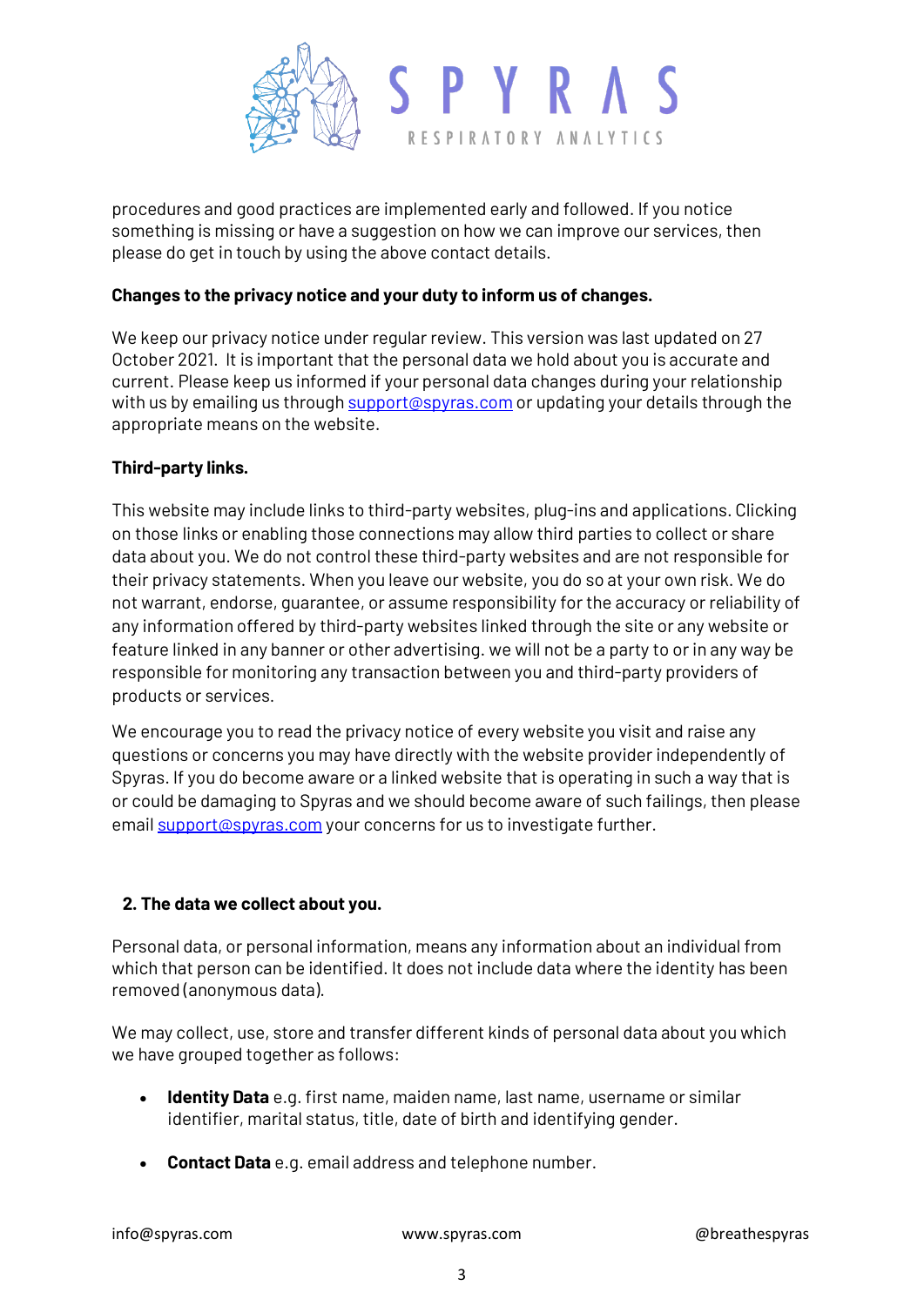procedures and good practices are implemented early and followed. If you notice something is missing or have a suggestion on how we can improve our services, then please do get in touch by using the above contact details.

**Changes to the privacy notice and your duty to inform us of changes.**

We keep our privacy notice under regular review. This version was last updated on 27 October 2021. It is important that the personal data we hold about you is accurate and current. Please keep us informed if your personal data changes during your relationship with us by emailing us through support@spyras.com or updating your details through the appropriate means on the website.

**Third-party links.**

This website may include links to third-party websites, plug-ins and applications. Clicking on those links or enabling those connections may allow third parties to collect or share data about you. We do not control these third-party websites and are not responsible for their privacy statements. When you leave our website, you do so at your own risk. We do not warrant, endorse, guarantee, or assume responsibility for the accuracy or reliability of any information offered by third-party websites linked through the site or any website or feature linked in any banner or other advertising. we will not be a party to or in any way be responsible for monitoring any transaction between you and third-party providers of products or services.

We encourage you to read the privacy notice of every website you visit and raise any questions or concerns you may have directly with the website provider independently of Spyras. If you do become aware or a linked website that is operating in such a way that is or could be damaging to Spyras and we should become aware of such failings, then please email support@spyras.com your concerns for us to investigate further.

## 2. The data we collect about you.

Personal data, or personal information, means any information about an individual from which that person can be identified. It does not include data where the identity has been removed (anonymous data).

We may collect, use, store and transfer different kinds of personal data about you which we have grouped together as follows:

- **Identity Data** e.g. first name, maiden name, last name, username or similar identifier, marital status, title, date of birth and identifying gender.
- **Contact Data** e.g. email address and telephone number.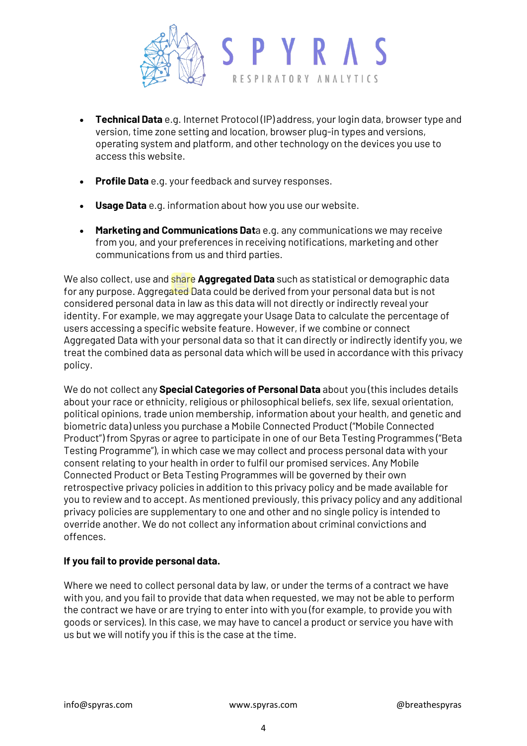- **Technical Data** e.g. Internet Protocol (IP) address, your login data, browser type and version, time zone setting and location, browser plug-in types and versions, operating system and platform, and other technology on the devices you use to access this website.

- **Profile Data** e.g. your feedback and survey responses.

- **Usage Data** e.g. information about how you use our website.

- **Marketing and Communications Dat**a e.g. any communications we may receive from you, and your preferences in receiving notifications, marketing and other communications from us and third parties.

We also collect, use and share **Aggregated Data** such as statistical or demographic data for any purpose. Aggregated Data could be derived from your personal data but is not considered personal data in law as this data will not directly or indirectly reveal your identity. For example, we may aggregate your Usage Data to calculate the percentage of users accessing a specific website feature. However, if we combine or connect Aggregated Data with your personal data so that it can directly or indirectly identify you, we treat the combined data as personal data which will be used in accordance with this privacy policy.

We do not collect any **Special Categories of Personal Data** about you (this includes details about your race or ethnicity, religious or philosophical beliefs, sex life, sexual orientation, political opinions, trade union membership, information about your health, and genetic and biometric data) unless you purchase a Mobile Connected Product ("Mobile Connected Product") from Spyras or agree to participate in one of our Beta Testing Programmes ("Beta Testing Programme"), in which case we may collect and process personal data with your consent relating to your health in order to fulfil our promised services. Any Mobile Connected Product or Beta Testing Programmes will be governed by their own retrospective privacy policies in addition to this privacy policy and be made available for you to review and to accept. As mentioned previously, this privacy policy and any additional privacy policies are supplementary to one and other and no single policy is intended to override another. We do not collect any information about criminal convictions and offences.

**If you fail to provide personal data.**

Where we need to collect personal data by law, or under the terms of a contract we have with you, and you fail to provide that data when requested, we may not be able to perform the contract we have or are trying to enter into with you (for example, to provide you with goods or services). In this case, we may have to cancel a product or service you have with us but we will notify you if this is the case at the time.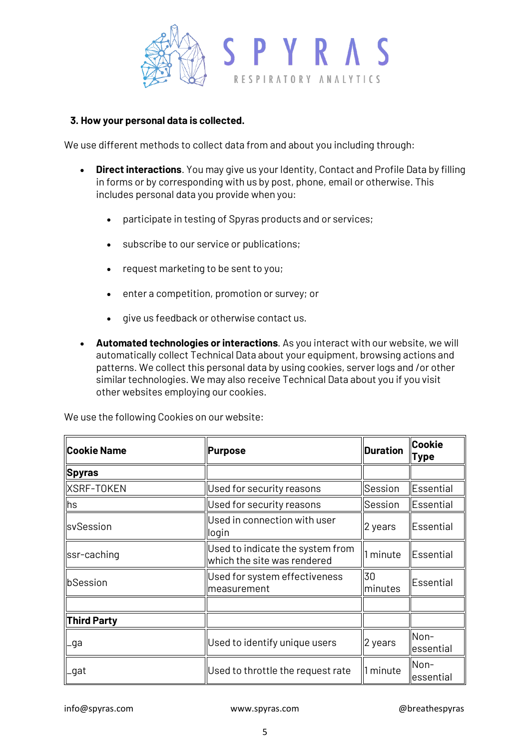### 3. How your personal data is collected.

We use different methods to collect data from and about you including through:

- **Direct interactions**. You may give us your Identity, Contact and Profile Data by filling in forms or by corresponding with us by post, phone, email or otherwise. This includes personal data you provide when you:
    - participate in testing of Spyras products and or services;
    - subscribe to our service or publications;
    - request marketing to be sent to you;
    - enter a competition, promotion or survey; or
    - give us feedback or otherwise contact us.
- **Automated technologies or interactions**. As you interact with our website, we will automatically collect Technical Data about your equipment, browsing actions and patterns. We collect this personal data by using cookies, server logs and /or other similar technologies. We may also receive Technical Data about you if you visit other websites employing our cookies.

We use the following Cookies on our website:

| **Cookie Name** | **Purpose** | **Duration** | **Cookie Type** |
|---|---|---|---|
| **Spyras** | | | |
| XSRF-TOKEN | Used for security reasons | Session | Essential |
| hs | Used for security reasons | Session | Essential |
| svSession | Used in connection with user login | 2 years | Essential |
| ssr-caching | Used to indicate the system from which the site was rendered | 1 minute | Essential |
| bSession | Used for system effectiveness measurement | 30 minutes | Essential |
| | | | |
| **Third Party** | | | |
| _ga | Used to identify unique users | 2 years | Non-essential |
| _gat | Used to throttle the request rate | 1 minute | Non-essential |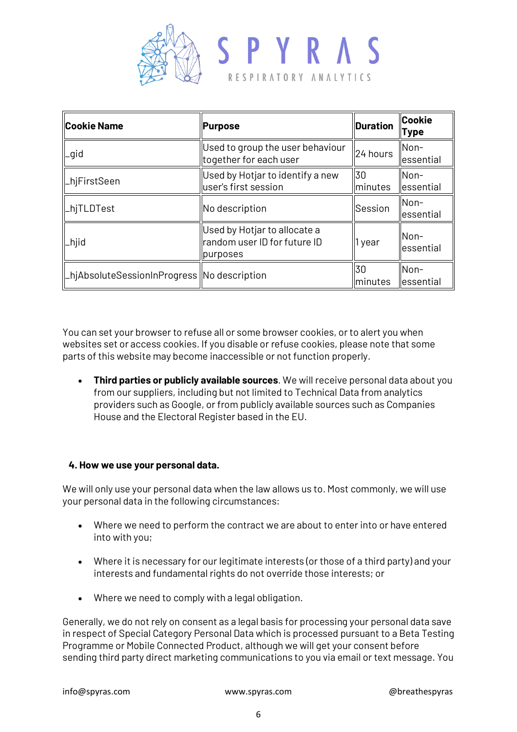| Cookie Name | Purpose | Duration | Cookie Type |
|---|---|---|---|
| _gid | Used to group the user behaviour together for each user | 24 hours | Non-essential |
| _hjFirstSeen | Used by Hotjar to identify a new user's first session | 30 minutes | Non-essential |
| _hjTLDTest | No description | Session | Non-essential |
| _hjid | Used by Hotjar to allocate a random user ID for future ID purposes | 1 year | Non-essential |
| _hjAbsoluteSessionInProgress | No description | 30 minutes | Non-essential |

You can set your browser to refuse all or some browser cookies, or to alert you when websites set or access cookies. If you disable or refuse cookies, please note that some parts of this website may become inaccessible or not function properly.

- **Third parties or publicly available sources**. We will receive personal data about you from our suppliers, including but not limited to Technical Data from analytics providers such as Google, or from publicly available sources such as Companies House and the Electoral Register based in the EU.

### 4. How we use your personal data.

We will only use your personal data when the law allows us to. Most commonly, we will use your personal data in the following circumstances:

- Where we need to perform the contract we are about to enter into or have entered into with you;
- Where it is necessary for our legitimate interests (or those of a third party) and your interests and fundamental rights do not override those interests; or
- Where we need to comply with a legal obligation.

Generally, we do not rely on consent as a legal basis for processing your personal data save in respect of Special Category Personal Data which is processed pursuant to a Beta Testing Programme or Mobile Connected Product, although we will get your consent before sending third party direct marketing communications to you via email or text message. You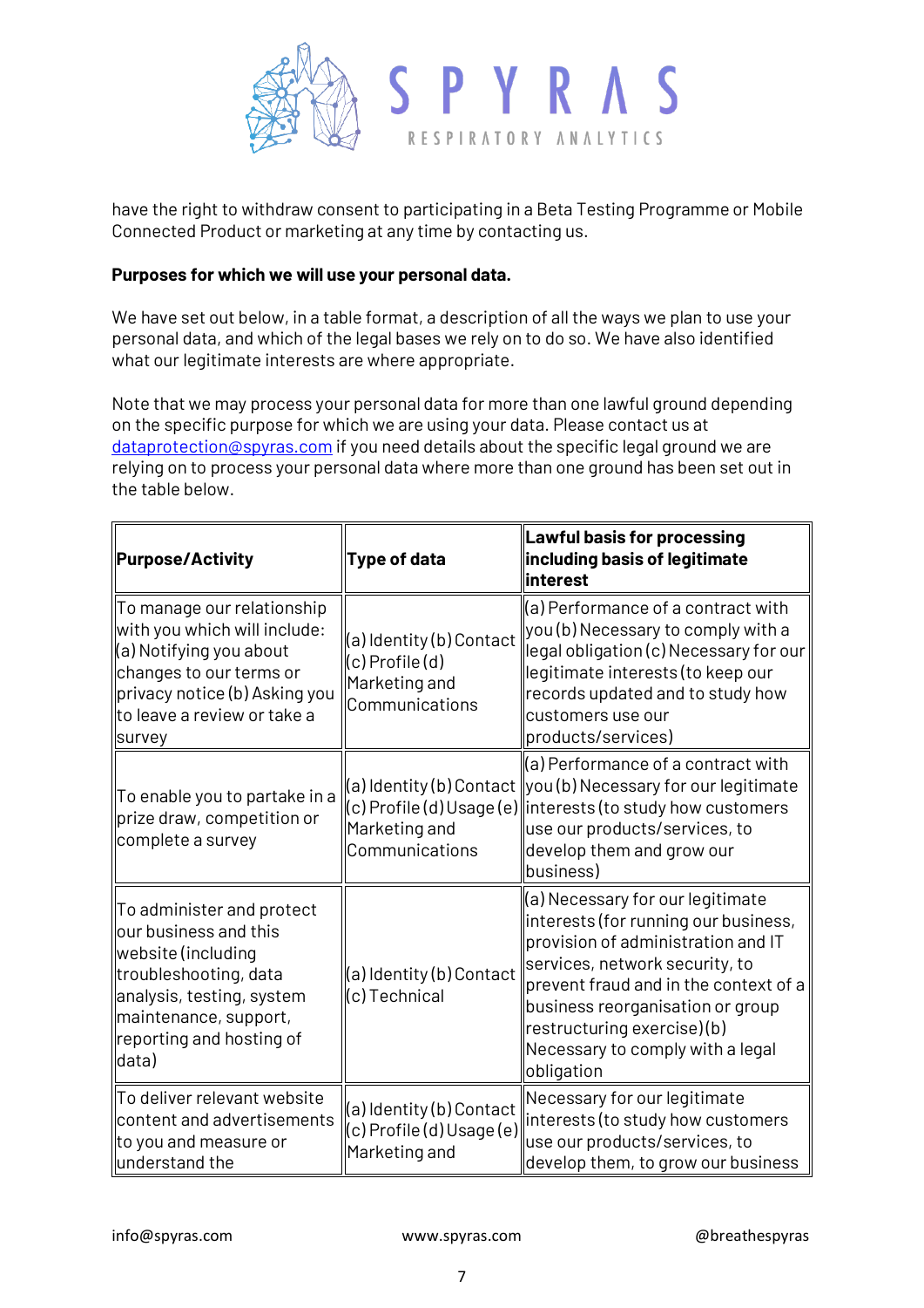have the right to withdraw consent to participating in a Beta Testing Programme or Mobile Connected Product or marketing at any time by contacting us.

**Purposes for which we will use your personal data.**

We have set out below, in a table format, a description of all the ways we plan to use your personal data, and which of the legal bases we rely on to do so. We have also identified what our legitimate interests are where appropriate.

Note that we may process your personal data for more than one lawful ground depending on the specific purpose for which we are using your data. Please contact us at dataprotection@spyras.com if you need details about the specific legal ground we are relying on to process your personal data where more than one ground has been set out in the table below.

| **Purpose/Activity** | **Type of data** | **Lawful basis for processing including basis of legitimate interest** |
|---|---|---|
| To manage our relationship with you which will include: (a) Notifying you about changes to our terms or privacy notice (b) Asking you to leave a review or take a survey | (a) Identity (b) Contact (c) Profile (d) Marketing and Communications | (a) Performance of a contract with you (b) Necessary to comply with a legal obligation (c) Necessary for our legitimate interests (to keep our records updated and to study how customers use our products/services) |
| To enable you to partake in a prize draw, competition or complete a survey | (a) Identity (b) Contact (c) Profile (d) Usage (e) Marketing and Communications | (a) Performance of a contract with you (b) Necessary for our legitimate interests (to study how customers use our products/services, to develop them and grow our business) |
| To administer and protect our business and this website (including troubleshooting, data analysis, testing, system maintenance, support, reporting and hosting of data) | (a) Identity (b) Contact (c) Technical | (a) Necessary for our legitimate interests (for running our business, provision of administration and IT services, network security, to prevent fraud and in the context of a business reorganisation or group restructuring exercise) (b) Necessary to comply with a legal obligation |
| To deliver relevant website content and advertisements to you and measure or understand the | (a) Identity (b) Contact (c) Profile (d) Usage (e) Marketing and | Necessary for our legitimate interests (to study how customers use our products/services, to develop them, to grow our business |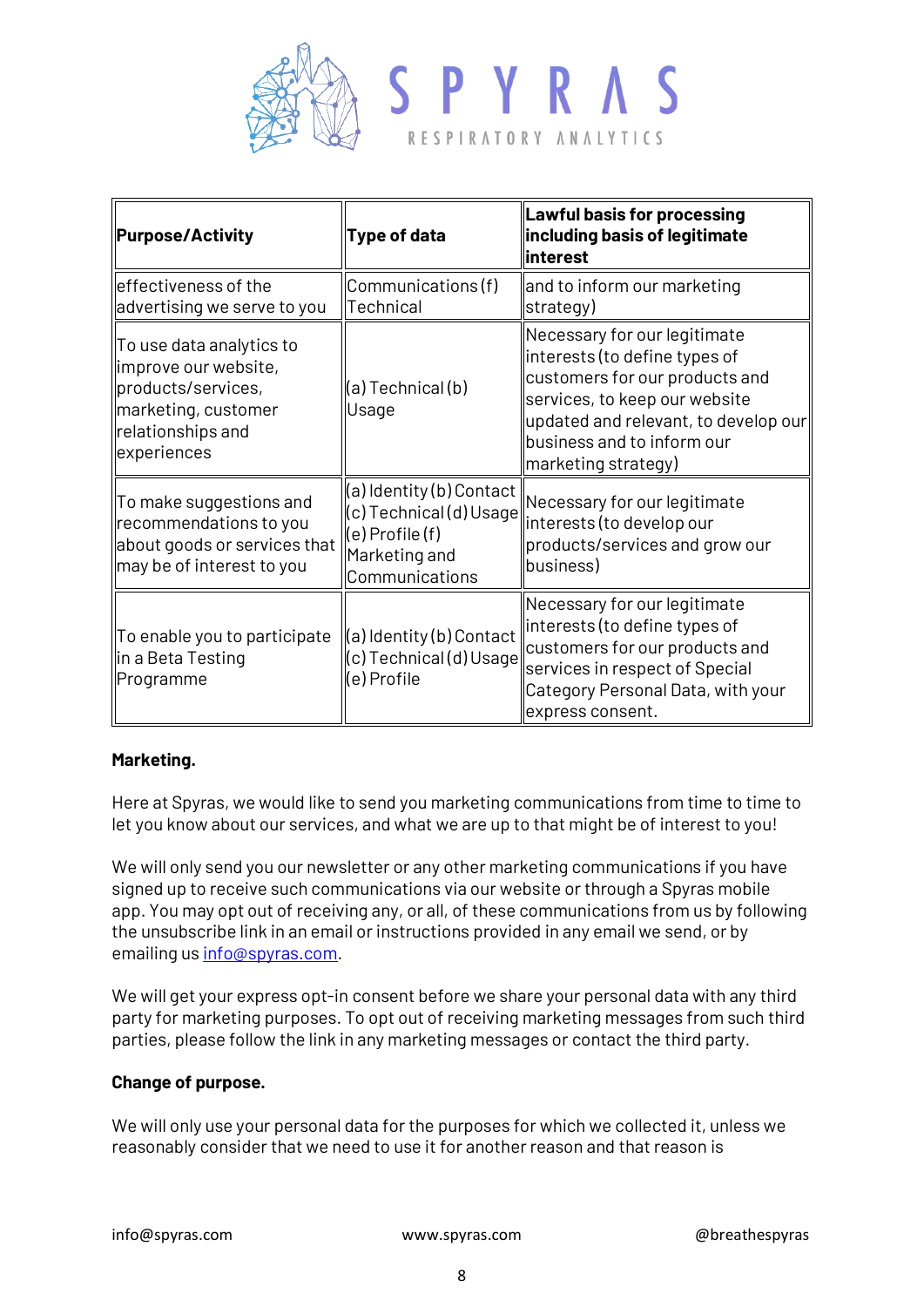| Purpose/Activity | Type of data | Lawful basis for processing including basis of legitimate interest |
| --- | --- | --- |
| effectiveness of the advertising we serve to you | Communications (f) Technical | and to inform our marketing strategy) |
| To use data analytics to improve our website, products/services, marketing, customer relationships and experiences | (a) Technical (b) Usage | Necessary for our legitimate interests (to define types of customers for our products and services, to keep our website updated and relevant, to develop our business and to inform our marketing strategy) |
| To make suggestions and recommendations to you about goods or services that may be of interest to you | (a) Identity (b) Contact (c) Technical (d) Usage (e) Profile (f) Marketing and Communications | Necessary for our legitimate interests (to develop our products/services and grow our business) |
| To enable you to participate in a Beta Testing Programme | (a) Identity (b) Contact (c) Technical (d) Usage (e) Profile | Necessary for our legitimate interests (to define types of customers for our products and services in respect of Special Category Personal Data, with your express consent. |

**Marketing.**

Here at Spyras, we would like to send you marketing communications from time to time to let you know about our services, and what we are up to that might be of interest to you!

We will only send you our newsletter or any other marketing communications if you have signed up to receive such communications via our website or through a Spyras mobile app. You may opt out of receiving any, or all, of these communications from us by following the unsubscribe link in an email or instructions provided in any email we send, or by emailing us info@spyras.com.

We will get your express opt-in consent before we share your personal data with any third party for marketing purposes. To opt out of receiving marketing messages from such third parties, please follow the link in any marketing messages or contact the third party.

**Change of purpose.**

We will only use your personal data for the purposes for which we collected it, unless we reasonably consider that we need to use it for another reason and that reason is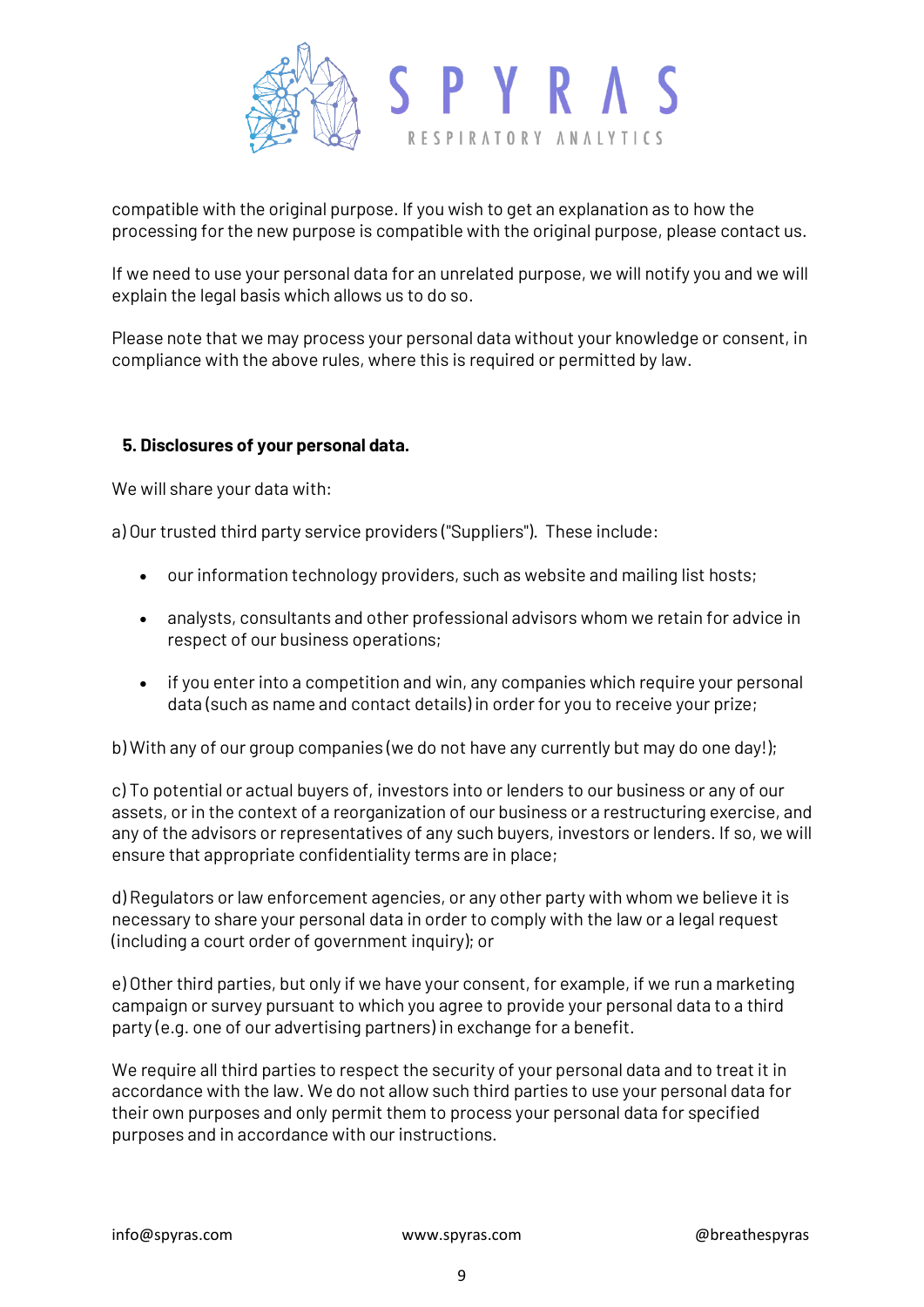compatible with the original purpose. If you wish to get an explanation as to how the processing for the new purpose is compatible with the original purpose, please contact us.

If we need to use your personal data for an unrelated purpose, we will notify you and we will explain the legal basis which allows us to do so.

Please note that we may process your personal data without your knowledge or consent, in compliance with the above rules, where this is required or permitted by law.

## 5. Disclosures of your personal data.

We will share your data with:

a) Our trusted third party service providers ("Suppliers"). These include:

- our information technology providers, such as website and mailing list hosts;
- analysts, consultants and other professional advisors whom we retain for advice in respect of our business operations;
- if you enter into a competition and win, any companies which require your personal data (such as name and contact details) in order for you to receive your prize;

b) With any of our group companies (we do not have any currently but may do one day!);

c) To potential or actual buyers of, investors into or lenders to our business or any of our assets, or in the context of a reorganization of our business or a restructuring exercise, and any of the advisors or representatives of any such buyers, investors or lenders. If so, we will ensure that appropriate confidentiality terms are in place;

d) Regulators or law enforcement agencies, or any other party with whom we believe it is necessary to share your personal data in order to comply with the law or a legal request (including a court order of government inquiry); or

e) Other third parties, but only if we have your consent, for example, if we run a marketing campaign or survey pursuant to which you agree to provide your personal data to a third party (e.g. one of our advertising partners) in exchange for a benefit.

We require all third parties to respect the security of your personal data and to treat it in accordance with the law. We do not allow such third parties to use your personal data for their own purposes and only permit them to process your personal data for specified purposes and in accordance with our instructions.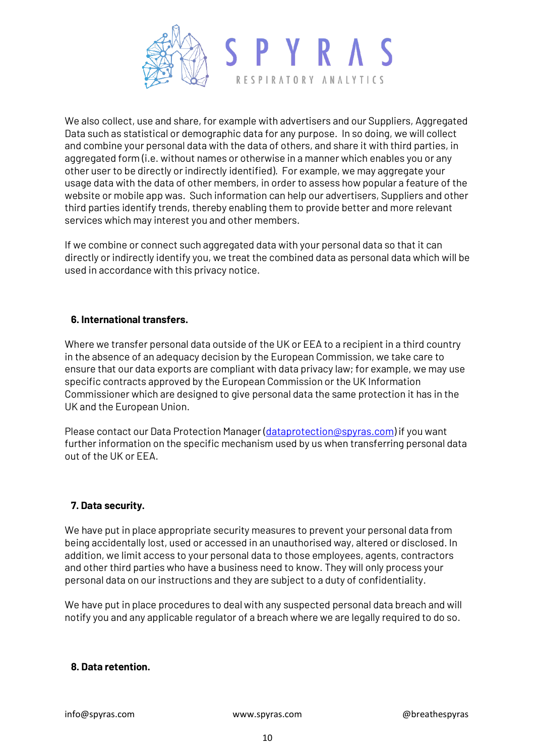We also collect, use and share, for example with advertisers and our Suppliers, Aggregated Data such as statistical or demographic data for any purpose. In so doing, we will collect and combine your personal data with the data of others, and share it with third parties, in aggregated form (i.e. without names or otherwise in a manner which enables you or any other user to be directly or indirectly identified). For example, we may aggregate your usage data with the data of other members, in order to assess how popular a feature of the website or mobile app was. Such information can help our advertisers, Suppliers and other third parties identify trends, thereby enabling them to provide better and more relevant services which may interest you and other members.

If we combine or connect such aggregated data with your personal data so that it can directly or indirectly identify you, we treat the combined data as personal data which will be used in accordance with this privacy notice.

**6. International transfers.**

Where we transfer personal data outside of the UK or EEA to a recipient in a third country in the absence of an adequacy decision by the European Commission, we take care to ensure that our data exports are compliant with data privacy law; for example, we may use specific contracts approved by the European Commission or the UK Information Commissioner which are designed to give personal data the same protection it has in the UK and the European Union.

Please contact our Data Protection Manager (dataprotection@spyras.com) if you want further information on the specific mechanism used by us when transferring personal data out of the UK or EEA.

**7. Data security.**

We have put in place appropriate security measures to prevent your personal data from being accidentally lost, used or accessed in an unauthorised way, altered or disclosed. In addition, we limit access to your personal data to those employees, agents, contractors and other third parties who have a business need to know. They will only process your personal data on our instructions and they are subject to a duty of confidentiality.

We have put in place procedures to deal with any suspected personal data breach and will notify you and any applicable regulator of a breach where we are legally required to do so.

**8. Data retention.**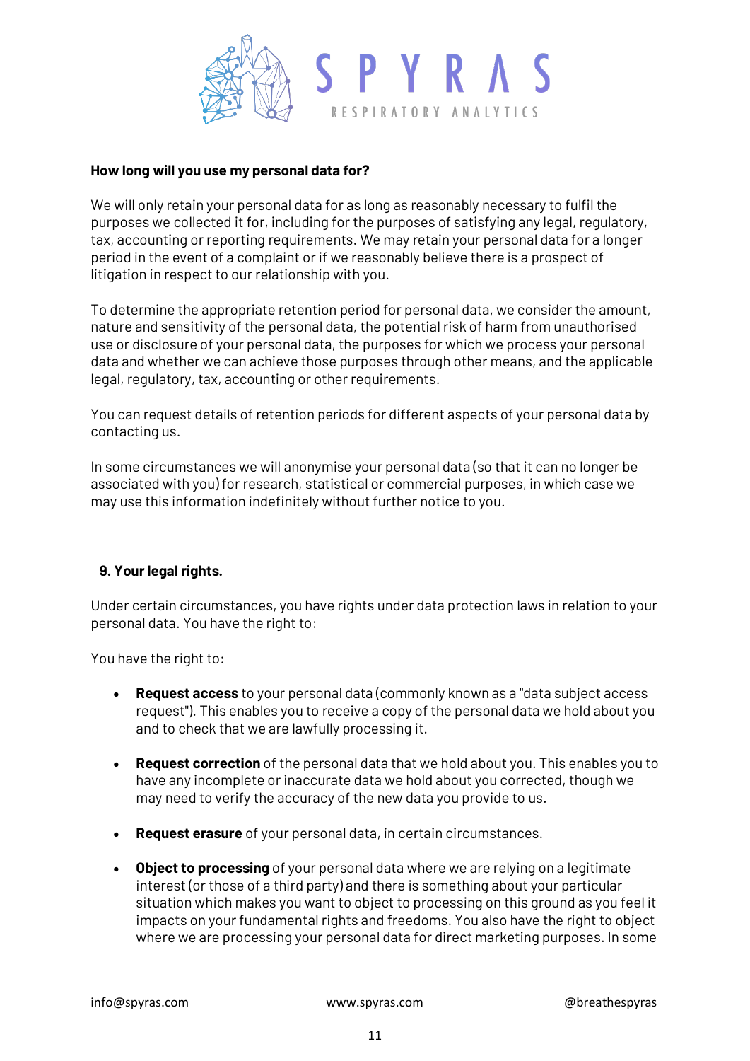**How long will you use my personal data for?**

We will only retain your personal data for as long as reasonably necessary to fulfil the purposes we collected it for, including for the purposes of satisfying any legal, regulatory, tax, accounting or reporting requirements. We may retain your personal data for a longer period in the event of a complaint or if we reasonably believe there is a prospect of litigation in respect to our relationship with you.

To determine the appropriate retention period for personal data, we consider the amount, nature and sensitivity of the personal data, the potential risk of harm from unauthorised use or disclosure of your personal data, the purposes for which we process your personal data and whether we can achieve those purposes through other means, and the applicable legal, regulatory, tax, accounting or other requirements.

You can request details of retention periods for different aspects of your personal data by contacting us.

In some circumstances we will anonymise your personal data (so that it can no longer be associated with you) for research, statistical or commercial purposes, in which case we may use this information indefinitely without further notice to you.

## 9. Your legal rights.

Under certain circumstances, you have rights under data protection laws in relation to your personal data. You have the right to:

You have the right to:

- **Request access** to your personal data (commonly known as a "data subject access request"). This enables you to receive a copy of the personal data we hold about you and to check that we are lawfully processing it.
- **Request correction** of the personal data that we hold about you. This enables you to have any incomplete or inaccurate data we hold about you corrected, though we may need to verify the accuracy of the new data you provide to us.
- **Request erasure** of your personal data, in certain circumstances.
- **Object to processing** of your personal data where we are relying on a legitimate interest (or those of a third party) and there is something about your particular situation which makes you want to object to processing on this ground as you feel it impacts on your fundamental rights and freedoms. You also have the right to object where we are processing your personal data for direct marketing purposes. In some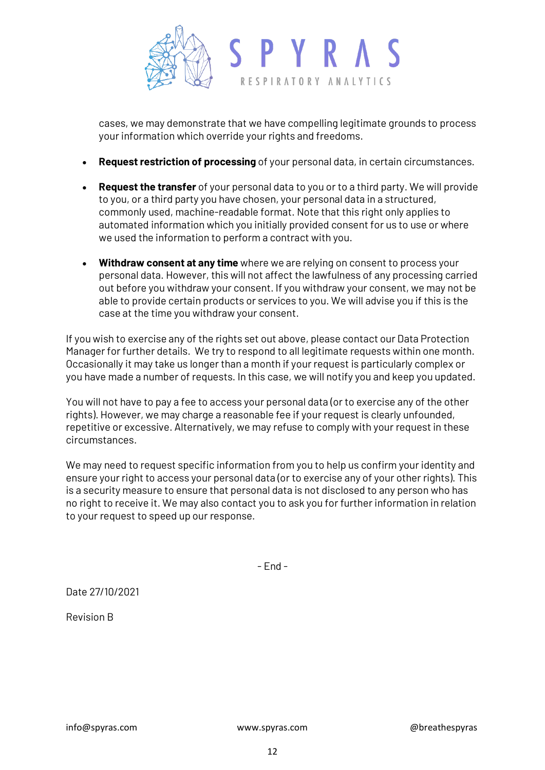cases, we may demonstrate that we have compelling legitimate grounds to process your information which override your rights and freedoms.

- **Request restriction of processing** of your personal data, in certain circumstances.

- **Request the transfer** of your personal data to you or to a third party. We will provide to you, or a third party you have chosen, your personal data in a structured, commonly used, machine-readable format. Note that this right only applies to automated information which you initially provided consent for us to use or where we used the information to perform a contract with you.

- **Withdraw consent at any time** where we are relying on consent to process your personal data. However, this will not affect the lawfulness of any processing carried out before you withdraw your consent. If you withdraw your consent, we may not be able to provide certain products or services to you. We will advise you if this is the case at the time you withdraw your consent.

If you wish to exercise any of the rights set out above, please contact our Data Protection Manager for further details. We try to respond to all legitimate requests within one month. Occasionally it may take us longer than a month if your request is particularly complex or you have made a number of requests. In this case, we will notify you and keep you updated.

You will not have to pay a fee to access your personal data (or to exercise any of the other rights). However, we may charge a reasonable fee if your request is clearly unfounded, repetitive or excessive. Alternatively, we may refuse to comply with your request in these circumstances.

We may need to request specific information from you to help us confirm your identity and ensure your right to access your personal data (or to exercise any of your other rights). This is a security measure to ensure that personal data is not disclosed to any person who has no right to receive it. We may also contact you to ask you for further information in relation to your request to speed up our response.

- End -

Date 27/10/2021

Revision B